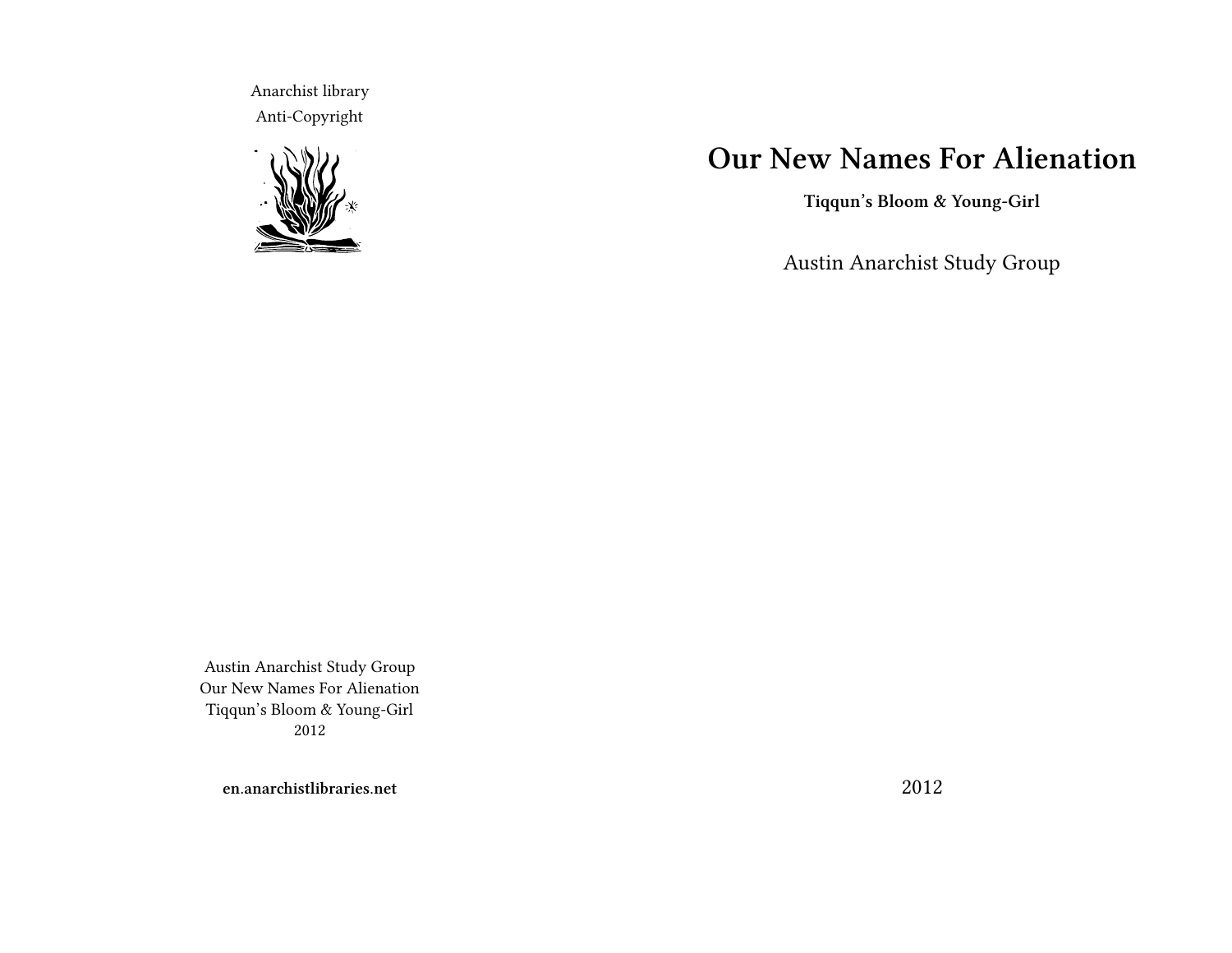Anarchist library
Anti-Copyright

# Our New Names For Alienation

**Tiqqun's Bloom & Young-Girl**

Austin Anarchist Study Group

2012

Austin Anarchist Study Group
Our New Names For Alienation
Tiqqun's Bloom & Young-Girl
2012

**en.anarchistlibraries.net**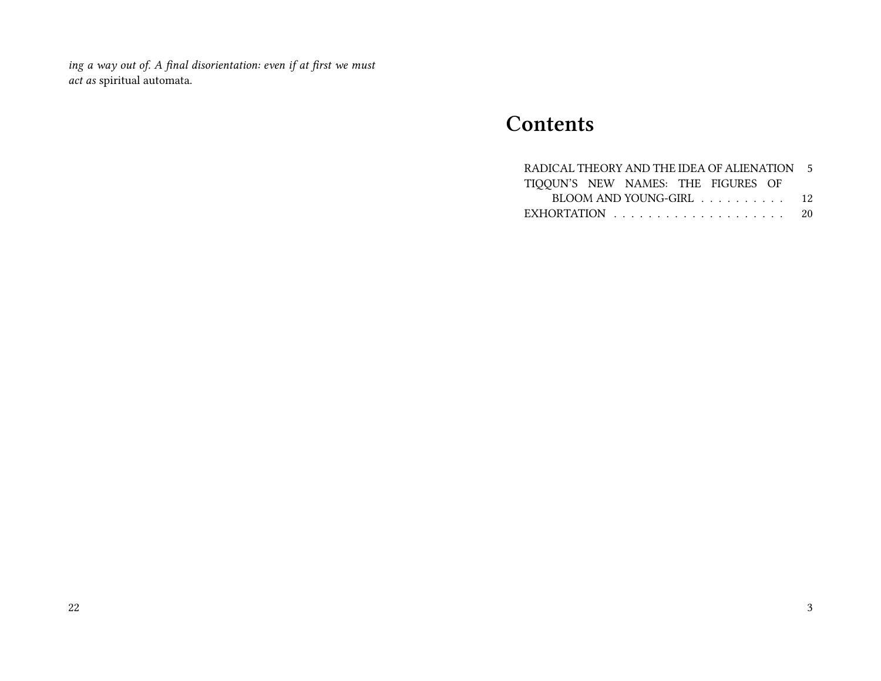*ing a way out of. A final disorientation: even if at first we must act as* spiritual automata.

# Contents

RADICAL THEORY AND THE IDEA OF ALIENATION 5
TIQQUN'S NEW NAMES: THE FIGURES OF BLOOM AND YOUNG-GIRL . . . . . . . . . . 12
EXHORTATION . . . . . . . . . . . . . . . . . . . . 20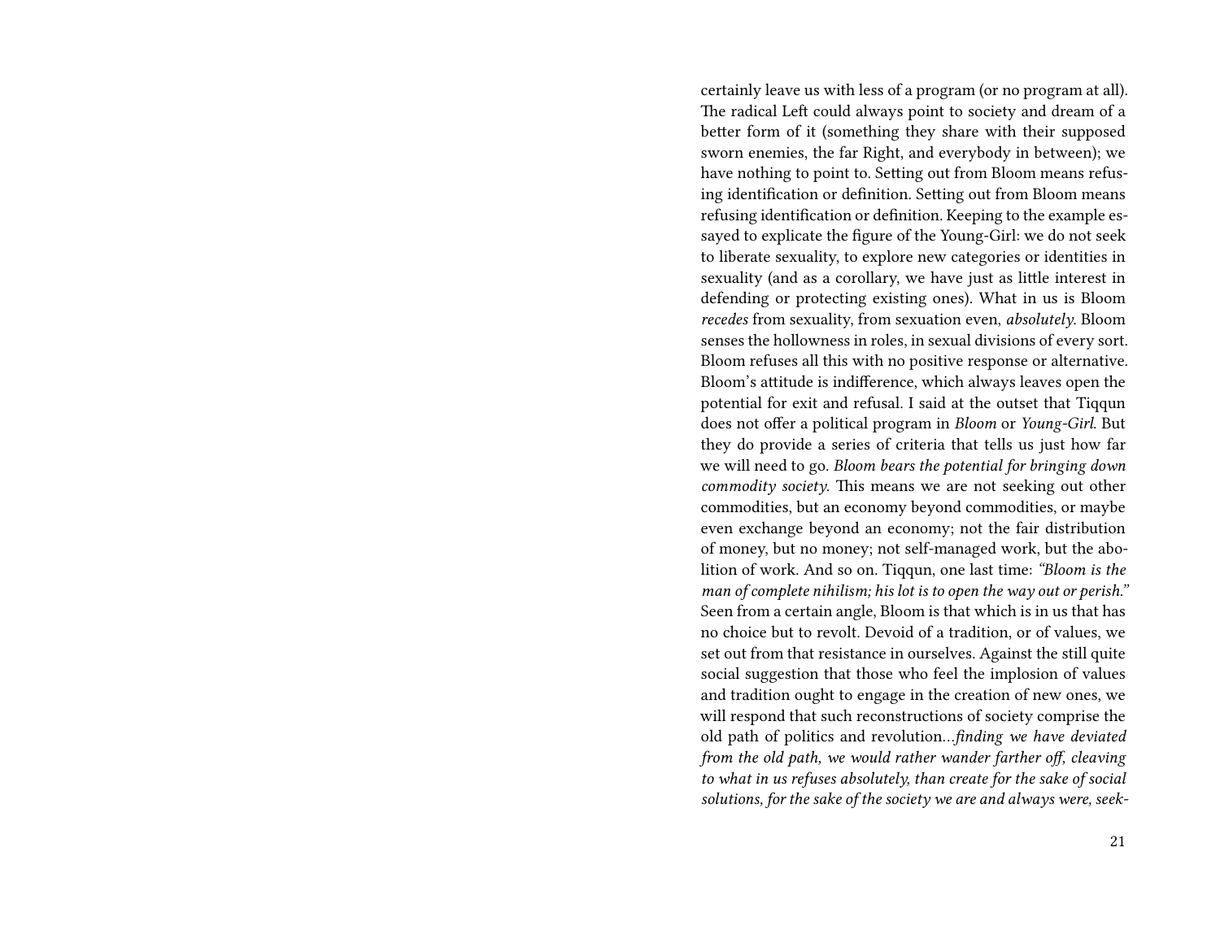certainly leave us with less of a program (or no program at all). The radical Left could always point to society and dream of a better form of it (something they share with their supposed sworn enemies, the far Right, and everybody in between); we have nothing to point to. Setting out from Bloom means refusing identification or definition. Setting out from Bloom means refusing identification or definition. Keeping to the example essayed to explicate the figure of the Young-Girl: we do not seek to liberate sexuality, to explore new categories or identities in sexuality (and as a corollary, we have just as little interest in defending or protecting existing ones). What in us is Bloom *recedes* from sexuality, from sexuation even, *absolutely*. Bloom senses the hollowness in roles, in sexual divisions of every sort. Bloom refuses all this with no positive response or alternative. Bloom's attitude is indifference, which always leaves open the potential for exit and refusal. I said at the outset that Tiqqun does not offer a political program in *Bloom* or *Young-Girl*. But they do provide a series of criteria that tells us just how far we will need to go. *Bloom bears the potential for bringing down commodity society.* This means we are not seeking out other commodities, but an economy beyond commodities, or maybe even exchange beyond an economy; not the fair distribution of money, but no money; not self-managed work, but the abolition of work. And so on. Tiqqun, one last time: *"Bloom is the man of complete nihilism; his lot is to open the way out or perish."* Seen from a certain angle, Bloom is that which is in us that has no choice but to revolt. Devoid of a tradition, or of values, we set out from that resistance in ourselves. Against the still quite social suggestion that those who feel the implosion of values and tradition ought to engage in the creation of new ones, we will respond that such reconstructions of society comprise the old path of politics and revolution…*finding we have deviated from the old path, we would rather wander farther off, cleaving to what in us refuses absolutely, than create for the sake of social solutions, for the sake of the society we are and always were, seek-*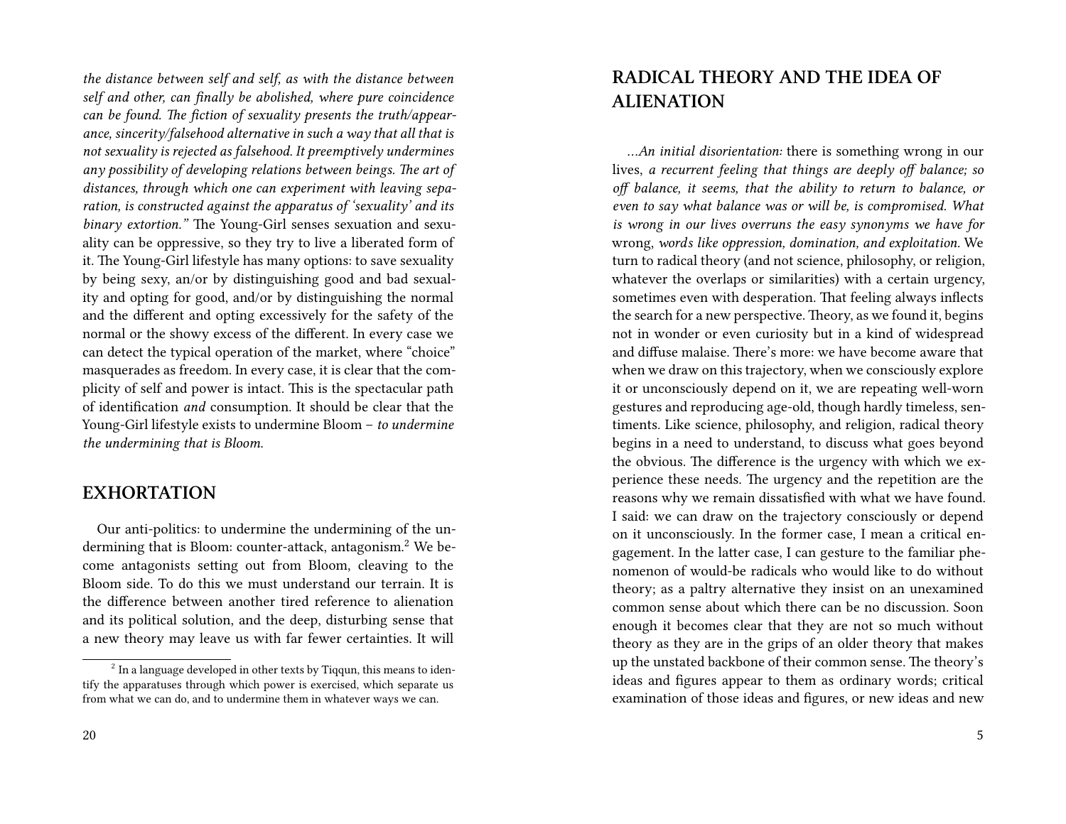*the distance between self and self, as with the distance between self and other, can finally be abolished, where pure coincidence can be found. The fiction of sexuality presents the truth/appearance, sincerity/falsehood alternative in such a way that all that is not sexuality is rejected as falsehood. It preemptively undermines any possibility of developing relations between beings. The art of distances, through which one can experiment with leaving separation, is constructed against the apparatus of 'sexuality' and its binary extortion."* The Young-Girl senses sexuation and sexuality can be oppressive, so they try to live a liberated form of it. The Young-Girl lifestyle has many options: to save sexuality by being sexy, an/or by distinguishing good and bad sexuality and opting for good, and/or by distinguishing the normal and the different and opting excessively for the safety of the normal or the showy excess of the different. In every case we can detect the typical operation of the market, where "choice" masquerades as freedom. In every case, it is clear that the complicity of self and power is intact. This is the spectacular path of identification *and* consumption. It should be clear that the Young-Girl lifestyle exists to undermine Bloom – *to undermine the undermining that is Bloom.*

## EXHORTATION

Our anti-politics: to undermine the undermining of the undermining that is Bloom: counter-attack, antagonism.[2] We become antagonists setting out from Bloom, cleaving to the Bloom side. To do this we must understand our terrain. It is the difference between another tired reference to alienation and its political solution, and the deep, disturbing sense that a new theory may leave us with far fewer certainties. It will

[2] In a language developed in other texts by Tiqqun, this means to identify the apparatuses through which power is exercised, which separate us from what we can do, and to undermine them in whatever ways we can.

## RADICAL THEORY AND THE IDEA OF ALIENATION

*…An initial disorientation:* there is something wrong in our lives, *a recurrent feeling that things are deeply off balance; so off balance, it seems, that the ability to return to balance, or even to say what balance was or will be, is compromised. What is wrong in our lives overruns the easy synonyms we have for* wrong, *words like oppression, domination, and exploitation.* We turn to radical theory (and not science, philosophy, or religion, whatever the overlaps or similarities) with a certain urgency, sometimes even with desperation. That feeling always inflects the search for a new perspective. Theory, as we found it, begins not in wonder or even curiosity but in a kind of widespread and diffuse malaise. There's more: we have become aware that when we draw on this trajectory, when we consciously explore it or unconsciously depend on it, we are repeating well-worn gestures and reproducing age-old, though hardly timeless, sentiments. Like science, philosophy, and religion, radical theory begins in a need to understand, to discuss what goes beyond the obvious. The difference is the urgency with which we experience these needs. The urgency and the repetition are the reasons why we remain dissatisfied with what we have found. I said: we can draw on the trajectory consciously or depend on it unconsciously. In the former case, I mean a critical engagement. In the latter case, I can gesture to the familiar phenomenon of would-be radicals who would like to do without theory; as a paltry alternative they insist on an unexamined common sense about which there can be no discussion. Soon enough it becomes clear that they are not so much without theory as they are in the grips of an older theory that makes up the unstated backbone of their common sense. The theory's ideas and figures appear to them as ordinary words; critical examination of those ideas and figures, or new ideas and new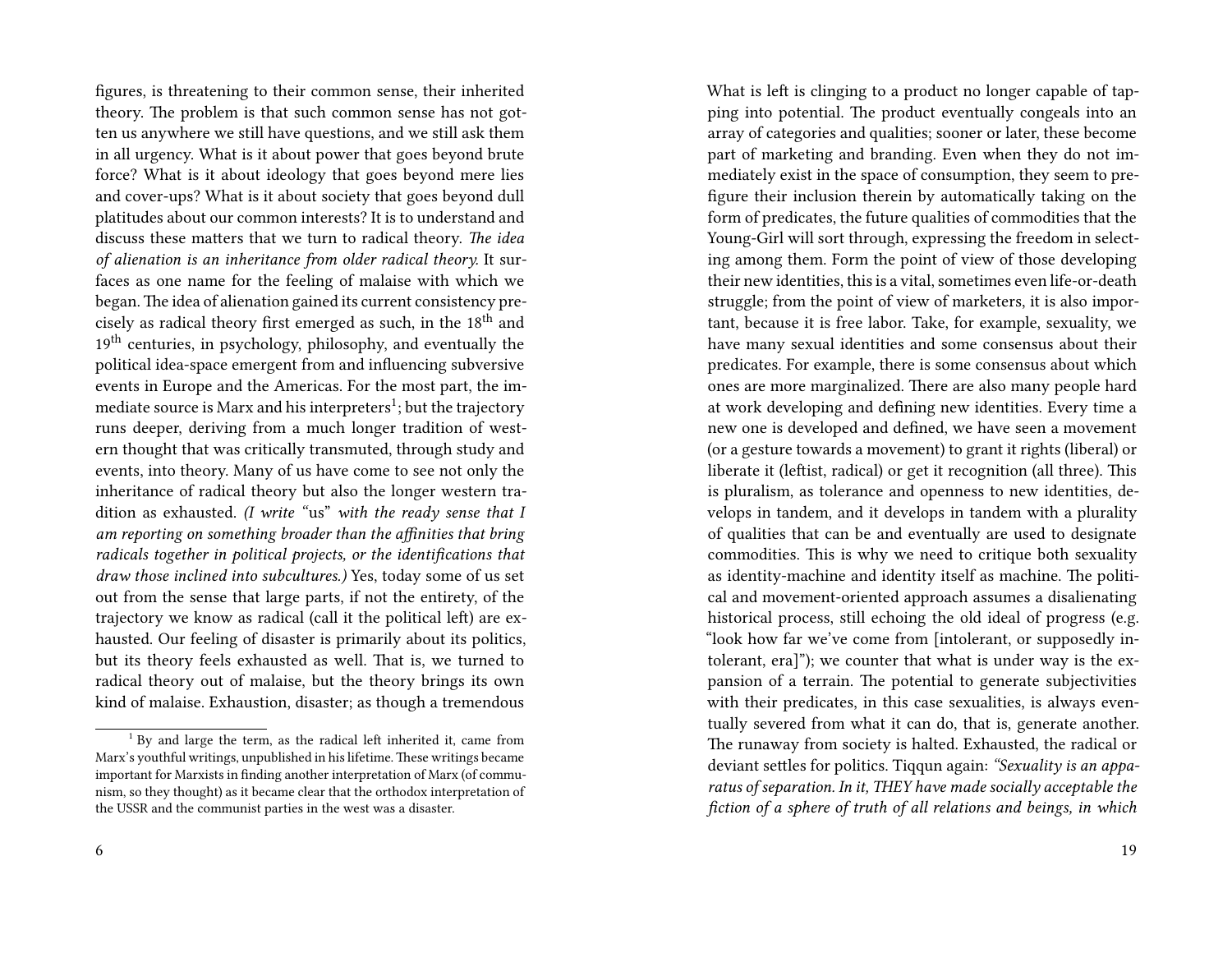figures, is threatening to their common sense, their inherited theory. The problem is that such common sense has not gotten us anywhere we still have questions, and we still ask them in all urgency. What is it about power that goes beyond brute force? What is it about ideology that goes beyond mere lies and cover-ups? What is it about society that goes beyond dull platitudes about our common interests? It is to understand and discuss these matters that we turn to radical theory. *The idea of alienation is an inheritance from older radical theory.* It surfaces as one name for the feeling of malaise with which we began. The idea of alienation gained its current consistency precisely as radical theory first emerged as such, in the 18th and 19th centuries, in psychology, philosophy, and eventually the political idea-space emergent from and influencing subversive events in Europe and the Americas. For the most part, the immediate source is Marx and his interpreters[1]; but the trajectory runs deeper, deriving from a much longer tradition of western thought that was critically transmuted, through study and events, into theory. Many of us have come to see not only the inheritance of radical theory but also the longer western tradition as exhausted. *(I write "us" with the ready sense that I am reporting on something broader than the affinities that bring radicals together in political projects, or the identifications that draw those inclined into subcultures.)* Yes, today some of us set out from the sense that large parts, if not the entirety, of the trajectory we know as radical (call it the political left) are exhausted. Our feeling of disaster is primarily about its politics, but its theory feels exhausted as well. That is, we turned to radical theory out of malaise, but the theory brings its own kind of malaise. Exhaustion, disaster; as though a tremendous

[1] By and large the term, as the radical left inherited it, came from Marx's youthful writings, unpublished in his lifetime. These writings became important for Marxists in finding another interpretation of Marx (of communism, so they thought) as it became clear that the orthodox interpretation of the USSR and the communist parties in the west was a disaster.

What is left is clinging to a product no longer capable of tapping into potential. The product eventually congeals into an array of categories and qualities; sooner or later, these become part of marketing and branding. Even when they do not immediately exist in the space of consumption, they seem to prefigure their inclusion therein by automatically taking on the form of predicates, the future qualities of commodities that the Young-Girl will sort through, expressing the freedom in selecting among them. Form the point of view of those developing their new identities, this is a vital, sometimes even life-or-death struggle; from the point of view of marketers, it is also important, because it is free labor. Take, for example, sexuality, we have many sexual identities and some consensus about their predicates. For example, there is some consensus about which ones are more marginalized. There are also many people hard at work developing and defining new identities. Every time a new one is developed and defined, we have seen a movement (or a gesture towards a movement) to grant it rights (liberal) or liberate it (leftist, radical) or get it recognition (all three). This is pluralism, as tolerance and openness to new identities, develops in tandem, and it develops in tandem with a plurality of qualities that can be and eventually are used to designate commodities. This is why we need to critique both sexuality as identity-machine and identity itself as machine. The political and movement-oriented approach assumes a disalienating historical process, still echoing the old ideal of progress (e.g. "look how far we've come from [intolerant, or supposedly intolerant, era]"); we counter that what is under way is the expansion of a terrain. The potential to generate subjectivities with their predicates, in this case sexualities, is always eventually severed from what it can do, that is, generate another. The runaway from society is halted. Exhausted, the radical or deviant settles for politics. Tiqqun again: *"Sexuality is an apparatus of separation. In it, THEY have made socially acceptable the fiction of a sphere of truth of all relations and beings, in which*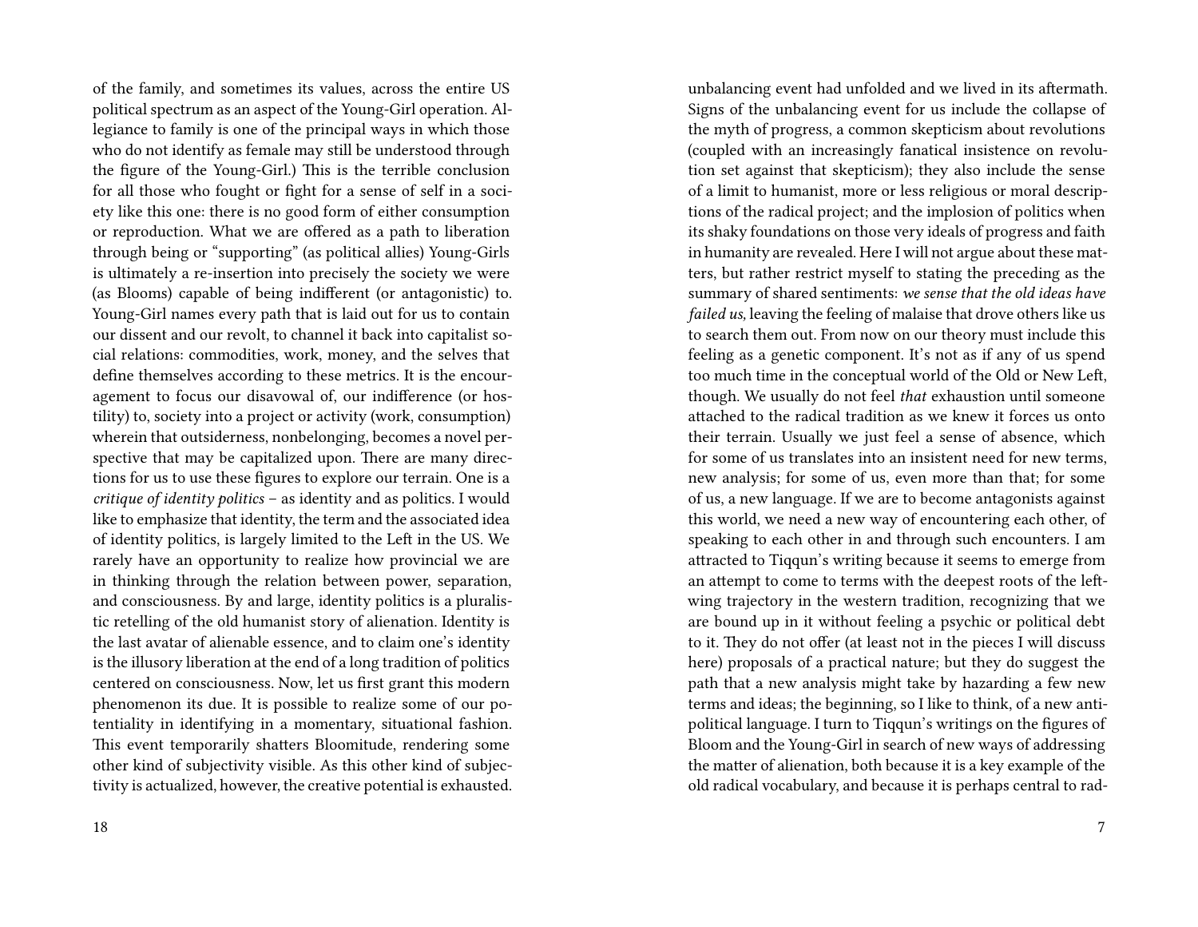of the family, and sometimes its values, across the entire US political spectrum as an aspect of the Young-Girl operation. Allegiance to family is one of the principal ways in which those who do not identify as female may still be understood through the figure of the Young-Girl.) This is the terrible conclusion for all those who fought or fight for a sense of self in a society like this one: there is no good form of either consumption or reproduction. What we are offered as a path to liberation through being or "supporting" (as political allies) Young-Girls is ultimately a re-insertion into precisely the society we were (as Blooms) capable of being indifferent (or antagonistic) to. Young-Girl names every path that is laid out for us to contain our dissent and our revolt, to channel it back into capitalist social relations: commodities, work, money, and the selves that define themselves according to these metrics. It is the encouragement to focus our disavowal of, our indifference (or hostility) to, society into a project or activity (work, consumption) wherein that outsiderness, nonbelonging, becomes a novel perspective that may be capitalized upon. There are many directions for us to use these figures to explore our terrain. One is a *critique of identity politics* – as identity and as politics. I would like to emphasize that identity, the term and the associated idea of identity politics, is largely limited to the Left in the US. We rarely have an opportunity to realize how provincial we are in thinking through the relation between power, separation, and consciousness. By and large, identity politics is a pluralistic retelling of the old humanist story of alienation. Identity is the last avatar of alienable essence, and to claim one's identity is the illusory liberation at the end of a long tradition of politics centered on consciousness. Now, let us first grant this modern phenomenon its due. It is possible to realize some of our potentiality in identifying in a momentary, situational fashion. This event temporarily shatters Bloomitude, rendering some other kind of subjectivity visible. As this other kind of subjectivity is actualized, however, the creative potential is exhausted.

unbalancing event had unfolded and we lived in its aftermath. Signs of the unbalancing event for us include the collapse of the myth of progress, a common skepticism about revolutions (coupled with an increasingly fanatical insistence on revolution set against that skepticism); they also include the sense of a limit to humanist, more or less religious or moral descriptions of the radical project; and the implosion of politics when its shaky foundations on those very ideals of progress and faith in humanity are revealed. Here I will not argue about these matters, but rather restrict myself to stating the preceding as the summary of shared sentiments: *we sense that the old ideas have failed us,* leaving the feeling of malaise that drove others like us to search them out. From now on our theory must include this feeling as a genetic component. It's not as if any of us spend too much time in the conceptual world of the Old or New Left, though. We usually do not feel *that* exhaustion until someone attached to the radical tradition as we knew it forces us onto their terrain. Usually we just feel a sense of absence, which for some of us translates into an insistent need for new terms, new analysis; for some of us, even more than that; for some of us, a new language. If we are to become antagonists against this world, we need a new way of encountering each other, of speaking to each other in and through such encounters. I am attracted to Tiqqun's writing because it seems to emerge from an attempt to come to terms with the deepest roots of the left-wing trajectory in the western tradition, recognizing that we are bound up in it without feeling a psychic or political debt to it. They do not offer (at least not in the pieces I will discuss here) proposals of a practical nature; but they do suggest the path that a new analysis might take by hazarding a few new terms and ideas; the beginning, so I like to think, of a new anti-political language. I turn to Tiqqun's writings on the figures of Bloom and the Young-Girl in search of new ways of addressing the matter of alienation, both because it is a key example of the old radical vocabulary, and because it is perhaps central to rad-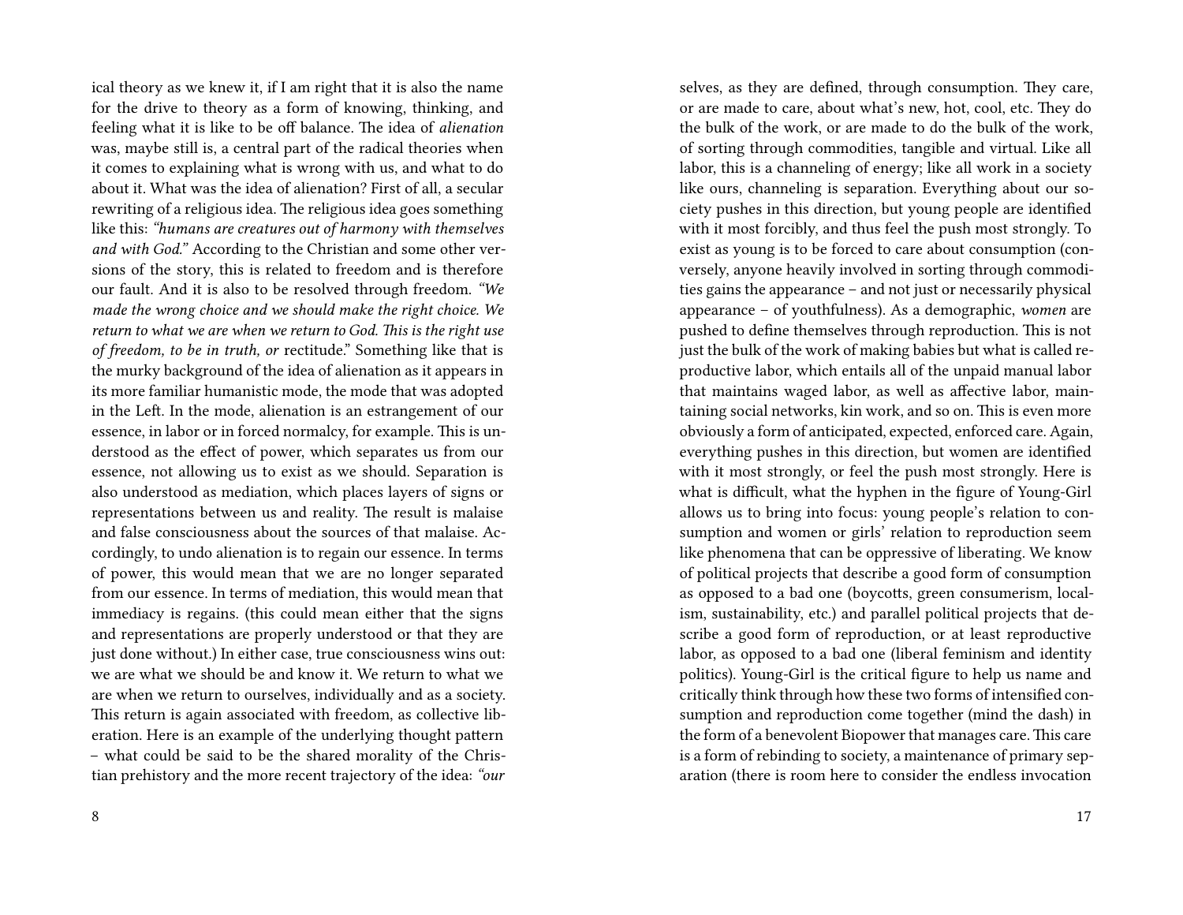ical theory as we knew it, if I am right that it is also the name for the drive to theory as a form of knowing, thinking, and feeling what it is like to be off balance. The idea of *alienation* was, maybe still is, a central part of the radical theories when it comes to explaining what is wrong with us, and what to do about it. What was the idea of alienation? First of all, a secular rewriting of a religious idea. The religious idea goes something like this: *"humans are creatures out of harmony with themselves and with God."* According to the Christian and some other versions of the story, this is related to freedom and is therefore our fault. And it is also to be resolved through freedom. *"We made the wrong choice and we should make the right choice. We return to what we are when we return to God. This is the right use of freedom, to be in truth, or* rectitude." Something like that is the murky background of the idea of alienation as it appears in its more familiar humanistic mode, the mode that was adopted in the Left. In the mode, alienation is an estrangement of our essence, in labor or in forced normalcy, for example. This is understood as the effect of power, which separates us from our essence, not allowing us to exist as we should. Separation is also understood as mediation, which places layers of signs or representations between us and reality. The result is malaise and false consciousness about the sources of that malaise. Accordingly, to undo alienation is to regain our essence. In terms of power, this would mean that we are no longer separated from our essence. In terms of mediation, this would mean that immediacy is regains. (this could mean either that the signs and representations are properly understood or that they are just done without.) In either case, true consciousness wins out: we are what we should be and know it. We return to what we are when we return to ourselves, individually and as a society. This return is again associated with freedom, as collective liberation. Here is an example of the underlying thought pattern – what could be said to be the shared morality of the Christian prehistory and the more recent trajectory of the idea: *"our*

selves, as they are defined, through consumption. They care, or are made to care, about what's new, hot, cool, etc. They do the bulk of the work, or are made to do the bulk of the work, of sorting through commodities, tangible and virtual. Like all labor, this is a channeling of energy; like all work in a society like ours, channeling is separation. Everything about our society pushes in this direction, but young people are identified with it most forcibly, and thus feel the push most strongly. To exist as young is to be forced to care about consumption (conversely, anyone heavily involved in sorting through commodities gains the appearance – and not just or necessarily physical appearance – of youthfulness). As a demographic, *women* are pushed to define themselves through reproduction. This is not just the bulk of the work of making babies but what is called reproductive labor, which entails all of the unpaid manual labor that maintains waged labor, as well as affective labor, maintaining social networks, kin work, and so on. This is even more obviously a form of anticipated, expected, enforced care. Again, everything pushes in this direction, but women are identified with it most strongly, or feel the push most strongly. Here is what is difficult, what the hyphen in the figure of Young-Girl allows us to bring into focus: young people's relation to consumption and women or girls' relation to reproduction seem like phenomena that can be oppressive of liberating. We know of political projects that describe a good form of consumption as opposed to a bad one (boycotts, green consumerism, localism, sustainability, etc.) and parallel political projects that describe a good form of reproduction, or at least reproductive labor, as opposed to a bad one (liberal feminism and identity politics). Young-Girl is the critical figure to help us name and critically think through how these two forms of intensified consumption and reproduction come together (mind the dash) in the form of a benevolent Biopower that manages care. This care is a form of rebinding to society, a maintenance of primary separation (there is room here to consider the endless invocation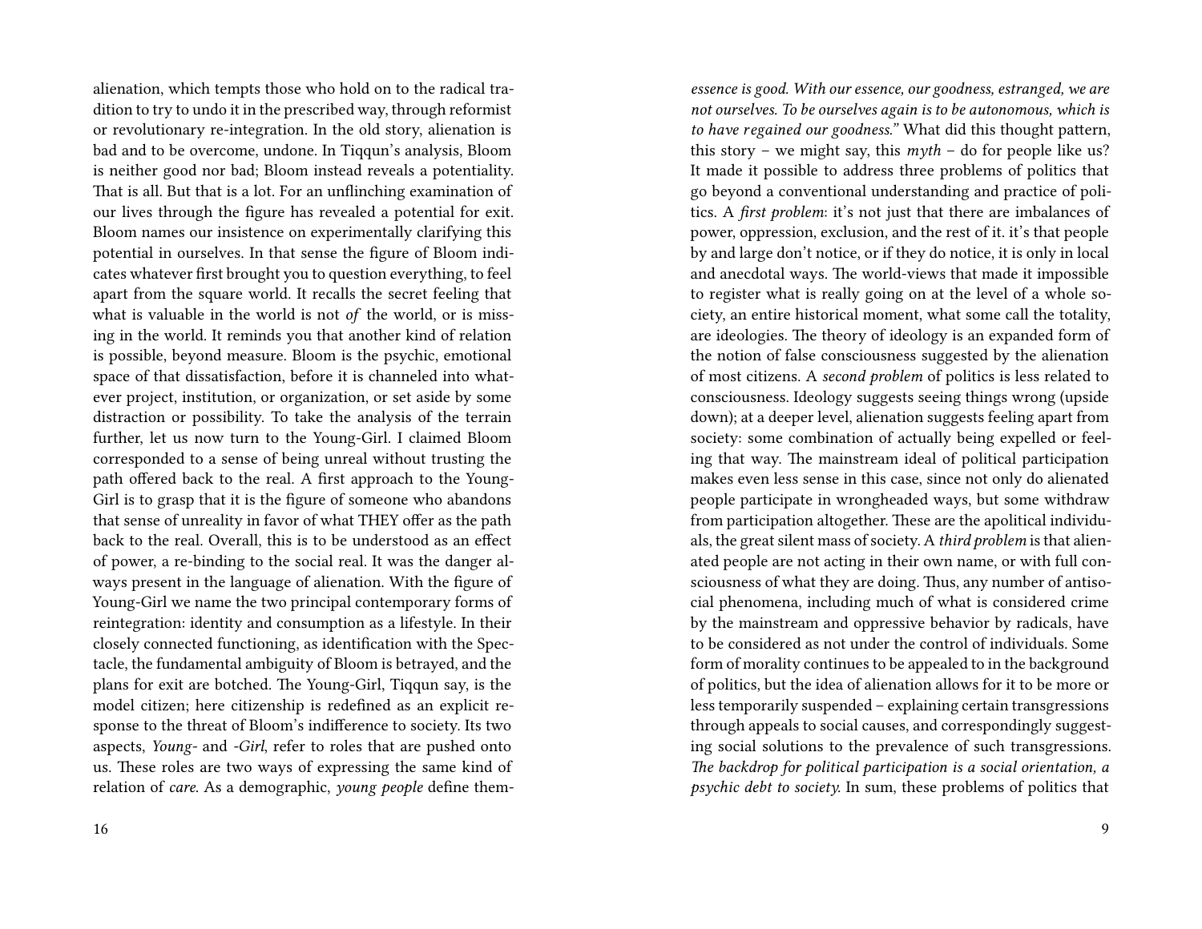alienation, which tempts those who hold on to the radical tradition to try to undo it in the prescribed way, through reformist or revolutionary re-integration. In the old story, alienation is bad and to be overcome, undone. In Tiqqun's analysis, Bloom is neither good nor bad; Bloom instead reveals a potentiality. That is all. But that is a lot. For an unflinching examination of our lives through the figure has revealed a potential for exit. Bloom names our insistence on experimentally clarifying this potential in ourselves. In that sense the figure of Bloom indicates whatever first brought you to question everything, to feel apart from the square world. It recalls the secret feeling that what is valuable in the world is not *of* the world, or is missing in the world. It reminds you that another kind of relation is possible, beyond measure. Bloom is the psychic, emotional space of that dissatisfaction, before it is channeled into whatever project, institution, or organization, or set aside by some distraction or possibility. To take the analysis of the terrain further, let us now turn to the Young-Girl. I claimed Bloom corresponded to a sense of being unreal without trusting the path offered back to the real. A first approach to the Young-Girl is to grasp that it is the figure of someone who abandons that sense of unreality in favor of what THEY offer as the path back to the real. Overall, this is to be understood as an effect of power, a re-binding to the social real. It was the danger always present in the language of alienation. With the figure of Young-Girl we name the two principal contemporary forms of reintegration: identity and consumption as a lifestyle. In their closely connected functioning, as identification with the Spectacle, the fundamental ambiguity of Bloom is betrayed, and the plans for exit are botched. The Young-Girl, Tiqqun say, is the model citizen; here citizenship is redefined as an explicit response to the threat of Bloom's indifference to society. Its two aspects, *Young-* and *-Girl*, refer to roles that are pushed onto us. These roles are two ways of expressing the same kind of relation of *care*. As a demographic, *young people* define them-

*essence is good. With our essence, our goodness, estranged, we are not ourselves. To be ourselves again is to be autonomous, which is to have regained our goodness."* What did this thought pattern, this story – we might say, this *myth* – do for people like us? It made it possible to address three problems of politics that go beyond a conventional understanding and practice of politics. A *first problem*: it's not just that there are imbalances of power, oppression, exclusion, and the rest of it. it's that people by and large don't notice, or if they do notice, it is only in local and anecdotal ways. The world-views that made it impossible to register what is really going on at the level of a whole society, an entire historical moment, what some call the totality, are ideologies. The theory of ideology is an expanded form of the notion of false consciousness suggested by the alienation of most citizens. A *second problem* of politics is less related to consciousness. Ideology suggests seeing things wrong (upside down); at a deeper level, alienation suggests feeling apart from society: some combination of actually being expelled or feeling that way. The mainstream ideal of political participation makes even less sense in this case, since not only do alienated people participate in wrongheaded ways, but some withdraw from participation altogether. These are the apolitical individuals, the great silent mass of society. A *third problem* is that alienated people are not acting in their own name, or with full consciousness of what they are doing. Thus, any number of antisocial phenomena, including much of what is considered crime by the mainstream and oppressive behavior by radicals, have to be considered as not under the control of individuals. Some form of morality continues to be appealed to in the background of politics, but the idea of alienation allows for it to be more or less temporarily suspended – explaining certain transgressions through appeals to social causes, and correspondingly suggesting social solutions to the prevalence of such transgressions. *The backdrop for political participation is a social orientation, a psychic debt to society.* In sum, these problems of politics that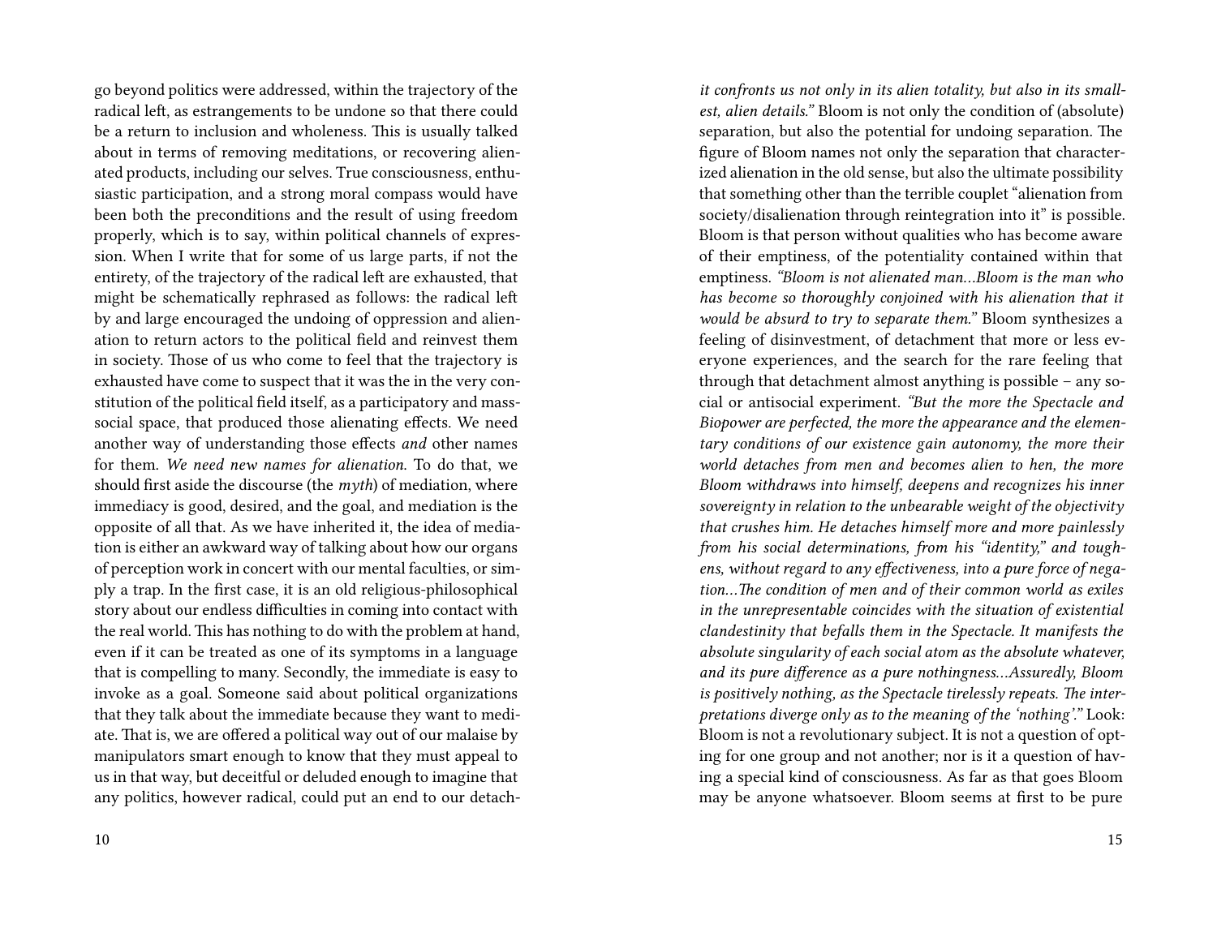go beyond politics were addressed, within the trajectory of the radical left, as estrangements to be undone so that there could be a return to inclusion and wholeness. This is usually talked about in terms of removing meditations, or recovering alienated products, including our selves. True consciousness, enthusiastic participation, and a strong moral compass would have been both the preconditions and the result of using freedom properly, which is to say, within political channels of expression. When I write that for some of us large parts, if not the entirety, of the trajectory of the radical left are exhausted, that might be schematically rephrased as follows: the radical left by and large encouraged the undoing of oppression and alienation to return actors to the political field and reinvest them in society. Those of us who come to feel that the trajectory is exhausted have come to suspect that it was the in the very constitution of the political field itself, as a participatory and mass-social space, that produced those alienating effects. We need another way of understanding those effects *and* other names for them. *We need new names for alienation.* To do that, we should first aside the discourse (the *myth*) of mediation, where immediacy is good, desired, and the goal, and mediation is the opposite of all that. As we have inherited it, the idea of mediation is either an awkward way of talking about how our organs of perception work in concert with our mental faculties, or simply a trap. In the first case, it is an old religious-philosophical story about our endless difficulties in coming into contact with the real world. This has nothing to do with the problem at hand, even if it can be treated as one of its symptoms in a language that is compelling to many. Secondly, the immediate is easy to invoke as a goal. Someone said about political organizations that they talk about the immediate because they want to mediate. That is, we are offered a political way out of our malaise by manipulators smart enough to know that they must appeal to us in that way, but deceitful or deluded enough to imagine that any politics, however radical, could put an end to our detach-

*it confronts us not only in its alien totality, but also in its smallest, alien details."* Bloom is not only the condition of (absolute) separation, but also the potential for undoing separation. The figure of Bloom names not only the separation that characterized alienation in the old sense, but also the ultimate possibility that something other than the terrible couplet "alienation from society/disalienation through reintegration into it" is possible. Bloom is that person without qualities who has become aware of their emptiness, of the potentiality contained within that emptiness. *"Bloom is not alienated man…Bloom is the man who has become so thoroughly conjoined with his alienation that it would be absurd to try to separate them."* Bloom synthesizes a feeling of disinvestment, of detachment that more or less everyone experiences, and the search for the rare feeling that through that detachment almost anything is possible – any social or antisocial experiment. *"But the more the Spectacle and Biopower are perfected, the more the appearance and the elementary conditions of our existence gain autonomy, the more their world detaches from men and becomes alien to hen, the more Bloom withdraws into himself, deepens and recognizes his inner sovereignty in relation to the unbearable weight of the objectivity that crushes him. He detaches himself more and more painlessly from his social determinations, from his "identity," and toughens, without regard to any effectiveness, into a pure force of negation…The condition of men and of their common world as exiles in the unrepresentable coincides with the situation of existential clandestinity that befalls them in the Spectacle. It manifests the absolute singularity of each social atom as the absolute whatever, and its pure difference as a pure nothingness…Assuredly, Bloom is positively nothing, as the Spectacle tirelessly repeats. The interpretations diverge only as to the meaning of the 'nothing'."* Look: Bloom is not a revolutionary subject. It is not a question of opting for one group and not another; nor is it a question of having a special kind of consciousness. As far as that goes Bloom may be anyone whatsoever. Bloom seems at first to be pure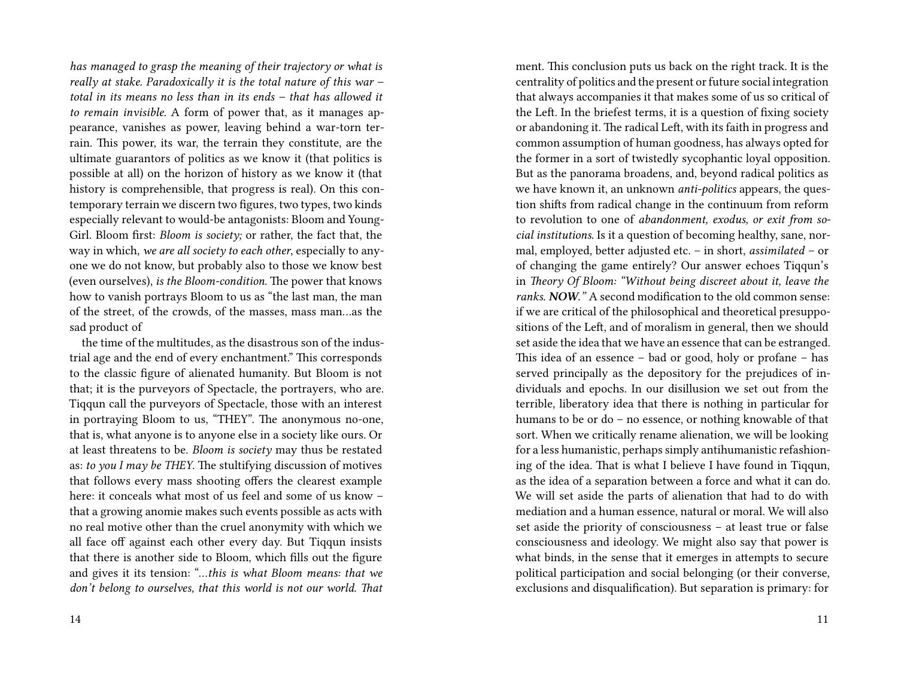*has managed to grasp the meaning of their trajectory or what is really at stake. Paradoxically it is the total nature of this war – total in its means no less than in its ends – that has allowed it to remain invisible.* A form of power that, as it manages appearance, vanishes as power, leaving behind a war-torn terrain. This power, its war, the terrain they constitute, are the ultimate guarantors of politics as we know it (that politics is possible at all) on the horizon of history as we know it (that history is comprehensible, that progress is real). On this contemporary terrain we discern two figures, two types, two kinds especially relevant to would-be antagonists: Bloom and Young-Girl. Bloom first: *Bloom is society;* or rather, the fact that, the way in which, *we are all society to each other*, especially to anyone we do not know, but probably also to those we know best (even ourselves), *is the Bloom-condition.* The power that knows how to vanish portrays Bloom to us as "the last man, the man of the street, of the crowds, of the masses, mass man…as the sad product of

the time of the multitudes, as the disastrous son of the industrial age and the end of every enchantment." This corresponds to the classic figure of alienated humanity. But Bloom is not that; it is the purveyors of Spectacle, the portrayers, who are. Tiqqun call the purveyors of Spectacle, those with an interest in portraying Bloom to us, "THEY". The anonymous no-one, that is, what anyone is to anyone else in a society like ours. Or at least threatens to be. *Bloom is society* may thus be restated as: *to you I may be THEY*. The stultifying discussion of motives that follows every mass shooting offers the clearest example here: it conceals what most of us feel and some of us know – that a growing anomie makes such events possible as acts with no real motive other than the cruel anonymity with which we all face off against each other every day. But Tiqqun insists that there is another side to Bloom, which fills out the figure and gives it its tension: "*…this is what Bloom means: that we don't belong to ourselves, that this world is not our world. That*

ment. This conclusion puts us back on the right track. It is the centrality of politics and the present or future social integration that always accompanies it that makes some of us so critical of the Left. In the briefest terms, it is a question of fixing society or abandoning it. The radical Left, with its faith in progress and common assumption of human goodness, has always opted for the former in a sort of twistedly sycophantic loyal opposition. But as the panorama broadens, and, beyond radical politics as we have known it, an unknown *anti-politics* appears, the question shifts from radical change in the continuum from reform to revolution to one of *abandonment, exodus, or exit from social institutions*. Is it a question of becoming healthy, sane, normal, employed, better adjusted etc. – in short, *assimilated* – or of changing the game entirely? Our answer echoes Tiqqun's in *Theory Of Bloom: "Without being discreet about it, leave the ranks.* ***NOW.****"* A second modification to the old common sense: if we are critical of the philosophical and theoretical presuppositions of the Left, and of moralism in general, then we should set aside the idea that we have an essence that can be estranged. This idea of an essence – bad or good, holy or profane – has served principally as the depository for the prejudices of individuals and epochs. In our disillusion we set out from the terrible, liberatory idea that there is nothing in particular for humans to be or do – no essence, or nothing knowable of that sort. When we critically rename alienation, we will be looking for a less humanistic, perhaps simply antihumanistic refashioning of the idea. That is what I believe I have found in Tiqqun, as the idea of a separation between a force and what it can do. We will set aside the parts of alienation that had to do with mediation and a human essence, natural or moral. We will also set aside the priority of consciousness – at least true or false consciousness and ideology. We might also say that power is what binds, in the sense that it emerges in attempts to secure political participation and social belonging (or their converse, exclusions and disqualification). But separation is primary: for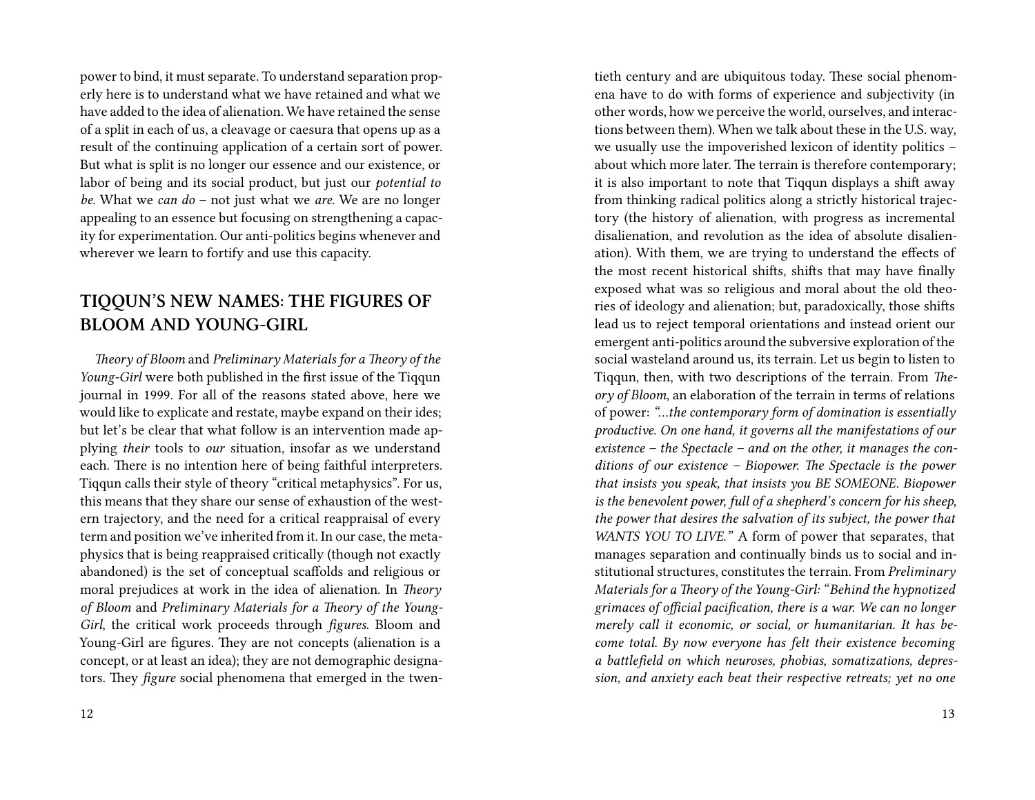power to bind, it must separate. To understand separation properly here is to understand what we have retained and what we have added to the idea of alienation. We have retained the sense of a split in each of us, a cleavage or caesura that opens up as a result of the continuing application of a certain sort of power. But what is split is no longer our essence and our existence, or labor of being and its social product, but just our *potential to be*. What we *can do* – not just what we *are*. We are no longer appealing to an essence but focusing on strengthening a capacity for experimentation. Our anti-politics begins whenever and wherever we learn to fortify and use this capacity.

## TIQQUN'S NEW NAMES: THE FIGURES OF BLOOM AND YOUNG-GIRL

*Theory of Bloom* and *Preliminary Materials for a Theory of the Young-Girl* were both published in the first issue of the Tiqqun journal in 1999. For all of the reasons stated above, here we would like to explicate and restate, maybe expand on their ides; but let's be clear that what follow is an intervention made applying *their* tools to *our* situation, insofar as we understand each. There is no intention here of being faithful interpreters. Tiqqun calls their style of theory "critical metaphysics". For us, this means that they share our sense of exhaustion of the western trajectory, and the need for a critical reappraisal of every term and position we've inherited from it. In our case, the metaphysics that is being reappraised critically (though not exactly abandoned) is the set of conceptual scaffolds and religious or moral prejudices at work in the idea of alienation. In *Theory of Bloom* and *Preliminary Materials for a Theory of the Young-Girl*, the critical work proceeds through *figures*. Bloom and Young-Girl are figures. They are not concepts (alienation is a concept, or at least an idea); they are not demographic designators. They *figure* social phenomena that emerged in the twentieth century and are ubiquitous today. These social phenomena have to do with forms of experience and subjectivity (in other words, how we perceive the world, ourselves, and interactions between them). When we talk about these in the U.S. way, we usually use the impoverished lexicon of identity politics – about which more later. The terrain is therefore contemporary; it is also important to note that Tiqqun displays a shift away from thinking radical politics along a strictly historical trajectory (the history of alienation, with progress as incremental disalienation, and revolution as the idea of absolute disalienation). With them, we are trying to understand the effects of the most recent historical shifts, shifts that may have finally exposed what was so religious and moral about the old theories of ideology and alienation; but, paradoxically, those shifts lead us to reject temporal orientations and instead orient our emergent anti-politics around the subversive exploration of the social wasteland around us, its terrain. Let us begin to listen to Tiqqun, then, with two descriptions of the terrain. From *Theory of Bloom*, an elaboration of the terrain in terms of relations of power: *"...the contemporary form of domination is essentially productive. On one hand, it governs all the manifestations of our existence – the Spectacle – and on the other, it manages the conditions of our existence – Biopower. The Spectacle is the power that insists you speak, that insists you BE SOMEONE. Biopower is the benevolent power, full of a shepherd's concern for his sheep, the power that desires the salvation of its subject, the power that WANTS YOU TO LIVE."* A form of power that separates, that manages separation and continually binds us to social and institutional structures, constitutes the terrain. From *Preliminary Materials for a Theory of the Young-Girl*: *"Behind the hypnotized grimaces of official pacification, there is a war. We can no longer merely call it economic, or social, or humanitarian. It has become total. By now everyone has felt their existence becoming a battlefield on which neuroses, phobias, somatizations, depression, and anxiety each beat their respective retreats; yet no one*